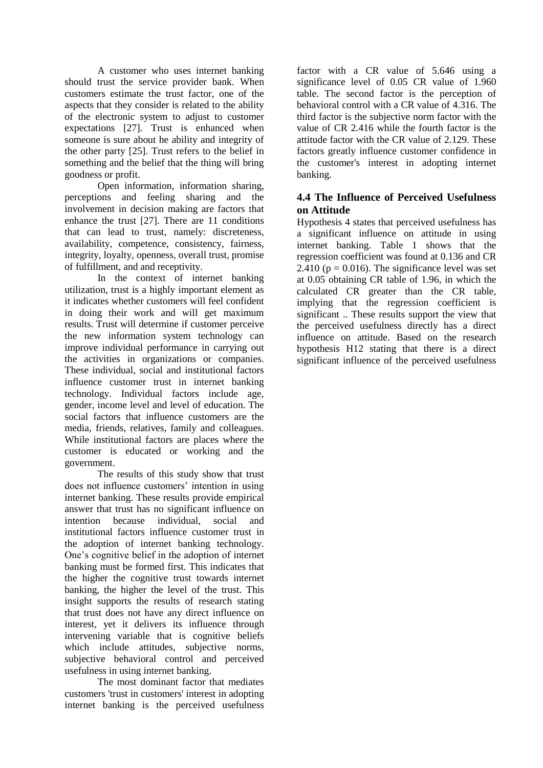A customer who uses internet banking should trust the service provider bank. When customers estimate the trust factor, one of the aspects that they consider is related to the ability of the electronic system to adjust to customer expectations [27]. Trust is enhanced when someone is sure about he ability and integrity of the other party [25]. Trust refers to the belief in something and the belief that the thing will bring goodness or profit.

Open information, information sharing, perceptions and feeling sharing and the involvement in decision making are factors that enhance the trust [27]. There are 11 conditions that can lead to trust, namely: discreteness, availability, competence, consistency, fairness, integrity, loyalty, openness, overall trust, promise of fulfillment, and and receptivity.

In the context of internet banking utilization, trust is a highly important element as it indicates whether customers will feel confident in doing their work and will get maximum results. Trust will determine if customer perceive the new information system technology can improve individual performance in carrying out the activities in organizations or companies. These individual, social and institutional factors influence customer trust in internet banking technology. Individual factors include age, gender, income level and level of education. The social factors that influence customers are the media, friends, relatives, family and colleagues. While institutional factors are places where the customer is educated or working and the government.

The results of this study show that trust does not influence customers' intention in using internet banking. These results provide empirical answer that trust has no significant influence on intention because individual, social and institutional factors influence customer trust in the adoption of internet banking technology. One's cognitive belief in the adoption of internet banking must be formed first. This indicates that the higher the cognitive trust towards internet banking, the higher the level of the trust. This insight supports the results of research stating that trust does not have any direct influence on interest, yet it delivers its influence through intervening variable that is cognitive beliefs which include attitudes, subjective norms, subjective behavioral control and perceived usefulness in using internet banking.

The most dominant factor that mediates customers 'trust in customers' interest in adopting internet banking is the perceived usefulness factor with a CR value of 5.646 using a significance level of 0.05 CR value of 1.960 table. The second factor is the perception of behavioral control with a CR value of 4.316. The third factor is the subjective norm factor with the value of CR 2.416 while the fourth factor is the attitude factor with the CR value of 2.129. These factors greatly influence customer confidence in the customer's interest in adopting internet banking.

### 4.4 The Influence of Perceived Usefulness on Attitude

Hypothesis 4 states that perceived usefulness has a significant influence on attitude in using internet banking. Table 1 shows that the regression coefficient was found at 0.136 and CR 2.410 ($p = 0.016$). The significance level was set at 0.05 obtaining CR table of 1.96, in which the calculated CR greater than the CR table, implying that the regression coefficient is significant .. These results support the view that the perceived usefulness directly has a direct influence on attitude. Based on the research hypothesis H12 stating that there is a direct significant influence of the perceived usefulness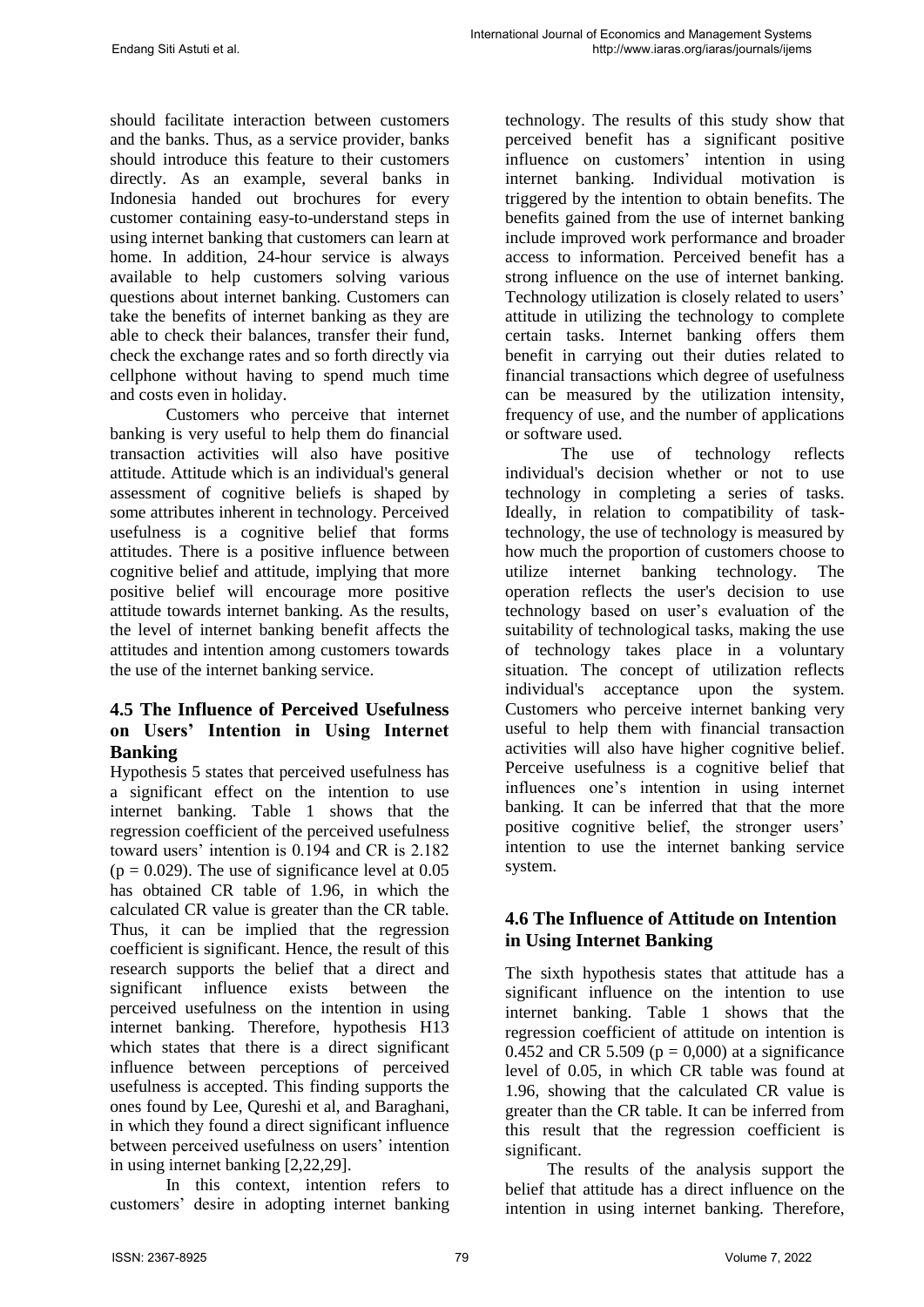should facilitate interaction between customers and the banks. Thus, as a service provider, banks should introduce this feature to their customers directly. As an example, several banks in Indonesia handed out brochures for every customer containing easy-to-understand steps in using internet banking that customers can learn at home. In addition, 24-hour service is always available to help customers solving various questions about internet banking. Customers can take the benefits of internet banking as they are able to check their balances, transfer their fund, check the exchange rates and so forth directly via cellphone without having to spend much time and costs even in holiday.

Customers who perceive that internet banking is very useful to help them do financial transaction activities will also have positive attitude. Attitude which is an individual's general assessment of cognitive beliefs is shaped by some attributes inherent in technology. Perceived usefulness is a cognitive belief that forms attitudes. There is a positive influence between cognitive belief and attitude, implying that more positive belief will encourage more positive attitude towards internet banking. As the results, the level of internet banking benefit affects the attitudes and intention among customers towards the use of the internet banking service.

### 4.5 The Influence of Perceived Usefulness on Users' Intention in Using Internet Banking

Hypothesis 5 states that perceived usefulness has a significant effect on the intention to use internet banking. Table 1 shows that the regression coefficient of the perceived usefulness toward users' intention is 0.194 and CR is 2.182 ($p = 0.029$). The use of significance level at 0.05 has obtained CR table of 1.96, in which the calculated CR value is greater than the CR table. Thus, it can be implied that the regression coefficient is significant. Hence, the result of this research supports the belief that a direct and significant influence exists between the perceived usefulness on the intention in using internet banking. Therefore, hypothesis H13 which states that there is a direct significant influence between perceptions of perceived usefulness is accepted. This finding supports the ones found by Lee, Qureshi et al, and Baraghani, in which they found a direct significant influence between perceived usefulness on users' intention in using internet banking [2,22,29].

In this context, intention refers to customers' desire in adopting internet banking technology. The results of this study show that perceived benefit has a significant positive influence on customers' intention in using internet banking. Individual motivation is triggered by the intention to obtain benefits. The benefits gained from the use of internet banking include improved work performance and broader access to information. Perceived benefit has a strong influence on the use of internet banking. Technology utilization is closely related to users' attitude in utilizing the technology to complete certain tasks. Internet banking offers them benefit in carrying out their duties related to financial transactions which degree of usefulness can be measured by the utilization intensity, frequency of use, and the number of applications or software used.

The use of technology reflects individual's decision whether or not to use technology in completing a series of tasks. Ideally, in relation to compatibility of task-technology, the use of technology is measured by how much the proportion of customers choose to utilize internet banking technology. The operation reflects the user's decision to use technology based on user's evaluation of the suitability of technological tasks, making the use of technology takes place in a voluntary situation. The concept of utilization reflects individual's acceptance upon the system. Customers who perceive internet banking very useful to help them with financial transaction activities will also have higher cognitive belief. Perceive usefulness is a cognitive belief that influences one's intention in using internet banking. It can be inferred that that the more positive cognitive belief, the stronger users' intention to use the internet banking service system.

### 4.6 The Influence of Attitude on Intention in Using Internet Banking

The sixth hypothesis states that attitude has a significant influence on the intention to use internet banking. Table 1 shows that the regression coefficient of attitude on intention is 0.452 and CR 5.509 ($p = 0,000$) at a significance level of 0.05, in which CR table was found at 1.96, showing that the calculated CR value is greater than the CR table. It can be inferred from this result that the regression coefficient is significant.

The results of the analysis support the belief that attitude has a direct influence on the intention in using internet banking. Therefore,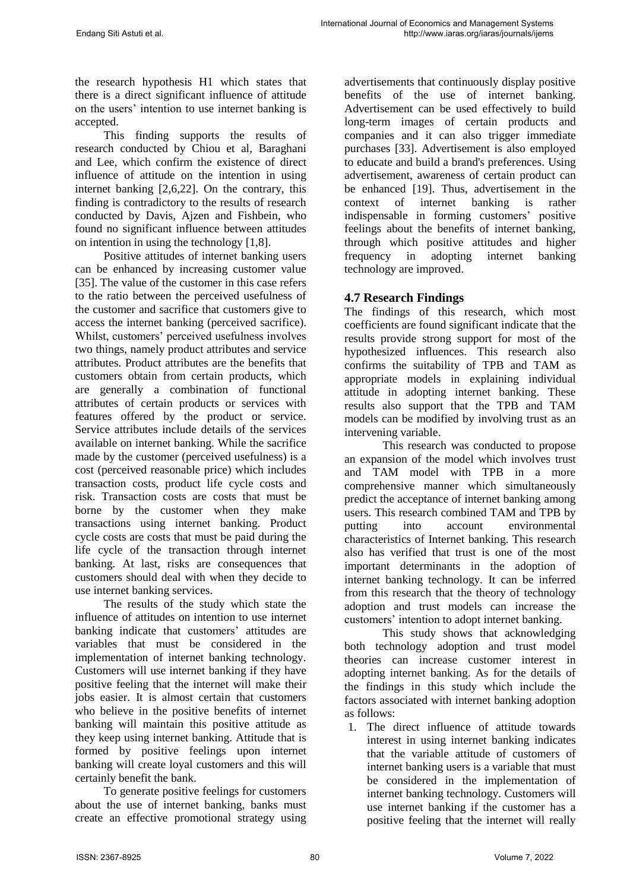the research hypothesis H1 which states that there is a direct significant influence of attitude on the users' intention to use internet banking is accepted.

This finding supports the results of research conducted by Chiou et al, Baraghani and Lee, which confirm the existence of direct influence of attitude on the intention in using internet banking [2,6,22]. On the contrary, this finding is contradictory to the results of research conducted by Davis, Ajzen and Fishbein, who found no significant influence between attitudes on intention in using the technology [1,8].

Positive attitudes of internet banking users can be enhanced by increasing customer value [35]. The value of the customer in this case refers to the ratio between the perceived usefulness of the customer and sacrifice that customers give to access the internet banking (perceived sacrifice). Whilst, customers' perceived usefulness involves two things, namely product attributes and service attributes. Product attributes are the benefits that customers obtain from certain products, which are generally a combination of functional attributes of certain products or services with features offered by the product or service. Service attributes include details of the services available on internet banking. While the sacrifice made by the customer (perceived usefulness) is a cost (perceived reasonable price) which includes transaction costs, product life cycle costs and risk. Transaction costs are costs that must be borne by the customer when they make transactions using internet banking. Product cycle costs are costs that must be paid during the life cycle of the transaction through internet banking. At last, risks are consequences that customers should deal with when they decide to use internet banking services.

The results of the study which state the influence of attitudes on intention to use internet banking indicate that customers' attitudes are variables that must be considered in the implementation of internet banking technology. Customers will use internet banking if they have positive feeling that the internet will make their jobs easier. It is almost certain that customers who believe in the positive benefits of internet banking will maintain this positive attitude as they keep using internet banking. Attitude that is formed by positive feelings upon internet banking will create loyal customers and this will certainly benefit the bank.

To generate positive feelings for customers about the use of internet banking, banks must create an effective promotional strategy using advertisements that continuously display positive benefits of the use of internet banking. Advertisement can be used effectively to build long-term images of certain products and companies and it can also trigger immediate purchases [33]. Advertisement is also employed to educate and build a brand's preferences. Using advertisement, awareness of certain product can be enhanced [19]. Thus, advertisement in the context of internet banking is rather indispensable in forming customers' positive feelings about the benefits of internet banking, through which positive attitudes and higher frequency in adopting internet banking technology are improved.

## 4.7 Research Findings

The findings of this research, which most coefficients are found significant indicate that the results provide strong support for most of the hypothesized influences. This research also confirms the suitability of TPB and TAM as appropriate models in explaining individual attitude in adopting internet banking. These results also support that the TPB and TAM models can be modified by involving trust as an intervening variable.

This research was conducted to propose an expansion of the model which involves trust and TAM model with TPB in a more comprehensive manner which simultaneously predict the acceptance of internet banking among users. This research combined TAM and TPB by putting into account environmental characteristics of Internet banking. This research also has verified that trust is one of the most important determinants in the adoption of internet banking technology. It can be inferred from this research that the theory of technology adoption and trust models can increase the customers' intention to adopt internet banking.

This study shows that acknowledging both technology adoption and trust model theories can increase customer interest in adopting internet banking. As for the details of the findings in this study which include the factors associated with internet banking adoption as follows:

1. The direct influence of attitude towards interest in using internet banking indicates that the variable attitude of customers of internet banking users is a variable that must be considered in the implementation of internet banking technology. Customers will use internet banking if the customer has a positive feeling that the internet will really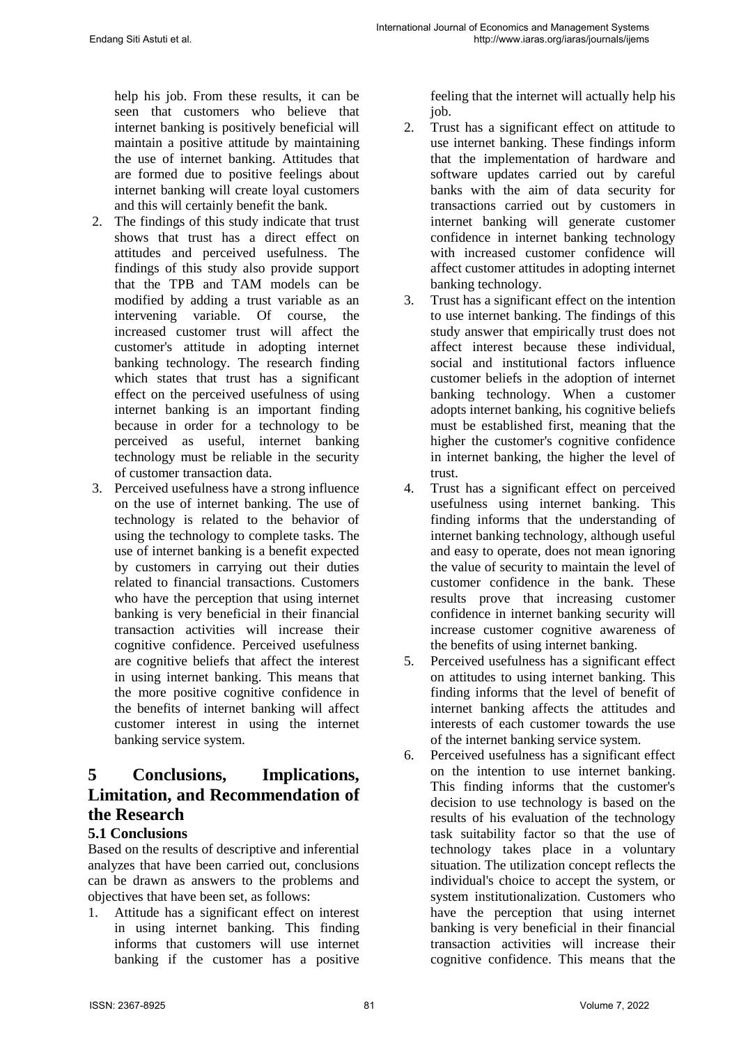help his job. From these results, it can be seen that customers who believe that internet banking is positively beneficial will maintain a positive attitude by maintaining the use of internet banking. Attitudes that are formed due to positive feelings about internet banking will create loyal customers and this will certainly benefit the bank.

2. The findings of this study indicate that trust shows that trust has a direct effect on attitudes and perceived usefulness. The findings of this study also provide support that the TPB and TAM models can be modified by adding a trust variable as an intervening variable. Of course, the increased customer trust will affect the customer's attitude in adopting internet banking technology. The research finding which states that trust has a significant effect on the perceived usefulness of using internet banking is an important finding because in order for a technology to be perceived as useful, internet banking technology must be reliable in the security of customer transaction data.
3. Perceived usefulness have a strong influence on the use of internet banking. The use of technology is related to the behavior of using the technology to complete tasks. The use of internet banking is a benefit expected by customers in carrying out their duties related to financial transactions. Customers who have the perception that using internet banking is very beneficial in their financial transaction activities will increase their cognitive confidence. Perceived usefulness are cognitive beliefs that affect the interest in using internet banking. This means that the more positive cognitive confidence in the benefits of internet banking will affect customer interest in using the internet banking service system.

# 5 Conclusions, Implications, Limitation, and Recommendation of the Research

## 5.1 Conclusions

Based on the results of descriptive and inferential analyzes that have been carried out, conclusions can be drawn as answers to the problems and objectives that have been set, as follows:

1. Attitude has a significant effect on interest in using internet banking. This finding informs that customers will use internet banking if the customer has a positive feeling that the internet will actually help his job.
2. Trust has a significant effect on attitude to use internet banking. These findings inform that the implementation of hardware and software updates carried out by careful banks with the aim of data security for transactions carried out by customers in internet banking will generate customer confidence in internet banking technology with increased customer confidence will affect customer attitudes in adopting internet banking technology.
3. Trust has a significant effect on the intention to use internet banking. The findings of this study answer that empirically trust does not affect interest because these individual, social and institutional factors influence customer beliefs in the adoption of internet banking technology. When a customer adopts internet banking, his cognitive beliefs must be established first, meaning that the higher the customer's cognitive confidence in internet banking, the higher the level of trust.
4. Trust has a significant effect on perceived usefulness using internet banking. This finding informs that the understanding of internet banking technology, although useful and easy to operate, does not mean ignoring the value of security to maintain the level of customer confidence in the bank. These results prove that increasing customer confidence in internet banking security will increase customer cognitive awareness of the benefits of using internet banking.
5. Perceived usefulness has a significant effect on attitudes to using internet banking. This finding informs that the level of benefit of internet banking affects the attitudes and interests of each customer towards the use of the internet banking service system.
6. Perceived usefulness has a significant effect on the intention to use internet banking. This finding informs that the customer's decision to use technology is based on the results of his evaluation of the technology task suitability factor so that the use of technology takes place in a voluntary situation. The utilization concept reflects the individual's choice to accept the system, or system institutionalization. Customers who have the perception that using internet banking is very beneficial in their financial transaction activities will increase their cognitive confidence. This means that the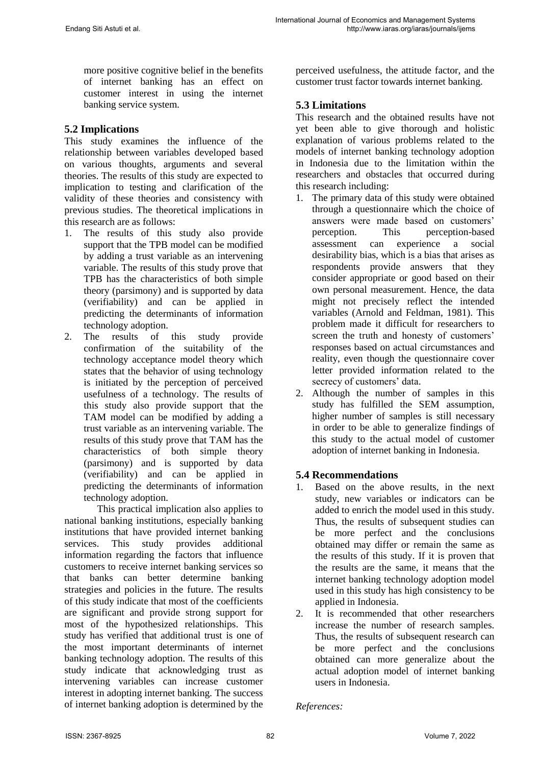more positive cognitive belief in the benefits of internet banking has an effect on customer interest in using the internet banking service system.

## 5.2 Implications

This study examines the influence of the relationship between variables developed based on various thoughts, arguments and several theories. The results of this study are expected to implication to testing and clarification of the validity of these theories and consistency with previous studies. The theoretical implications in this research are as follows:

1. The results of this study also provide support that the TPB model can be modified by adding a trust variable as an intervening variable. The results of this study prove that TPB has the characteristics of both simple theory (parsimony) and is supported by data (verifiability) and can be applied in predicting the determinants of information technology adoption.
2. The results of this study provide confirmation of the suitability of the technology acceptance model theory which states that the behavior of using technology is initiated by the perception of perceived usefulness of a technology. The results of this study also provide support that the TAM model can be modified by adding a trust variable as an intervening variable. The results of this study prove that TAM has the characteristics of both simple theory (parsimony) and is supported by data (verifiability) and can be applied in predicting the determinants of information technology adoption.

This practical implication also applies to national banking institutions, especially banking institutions that have provided internet banking services. This study provides additional information regarding the factors that influence customers to receive internet banking services so that banks can better determine banking strategies and policies in the future. The results of this study indicate that most of the coefficients are significant and provide strong support for most of the hypothesized relationships. This study has verified that additional trust is one of the most important determinants of internet banking technology adoption. The results of this study indicate that acknowledging trust as intervening variables can increase customer interest in adopting internet banking. The success of internet banking adoption is determined by the perceived usefulness, the attitude factor, and the customer trust factor towards internet banking.

## 5.3 Limitations

This research and the obtained results have not yet been able to give thorough and holistic explanation of various problems related to the models of internet banking technology adoption in Indonesia due to the limitation within the researchers and obstacles that occurred during this research including:

1. The primary data of this study were obtained through a questionnaire which the choice of answers were made based on customers' perception. This perception-based assessment can experience a social desirability bias, which is a bias that arises as respondents provide answers that they consider appropriate or good based on their own personal measurement. Hence, the data might not precisely reflect the intended variables (Arnold and Feldman, 1981). This problem made it difficult for researchers to screen the truth and honesty of customers' responses based on actual circumstances and reality, even though the questionnaire cover letter provided information related to the secrecy of customers' data.
2. Although the number of samples in this study has fulfilled the SEM assumption, higher number of samples is still necessary in order to be able to generalize findings of this study to the actual model of customer adoption of internet banking in Indonesia.

## 5.4 Recommendations

1. Based on the above results, in the next study, new variables or indicators can be added to enrich the model used in this study. Thus, the results of subsequent studies can be more perfect and the conclusions obtained may differ or remain the same as the results of this study. If it is proven that the results are the same, it means that the internet banking technology adoption model used in this study has high consistency to be applied in Indonesia.
2. It is recommended that other researchers increase the number of research samples. Thus, the results of subsequent research can be more perfect and the conclusions obtained can more generalize about the actual adoption model of internet banking users in Indonesia.

*References:*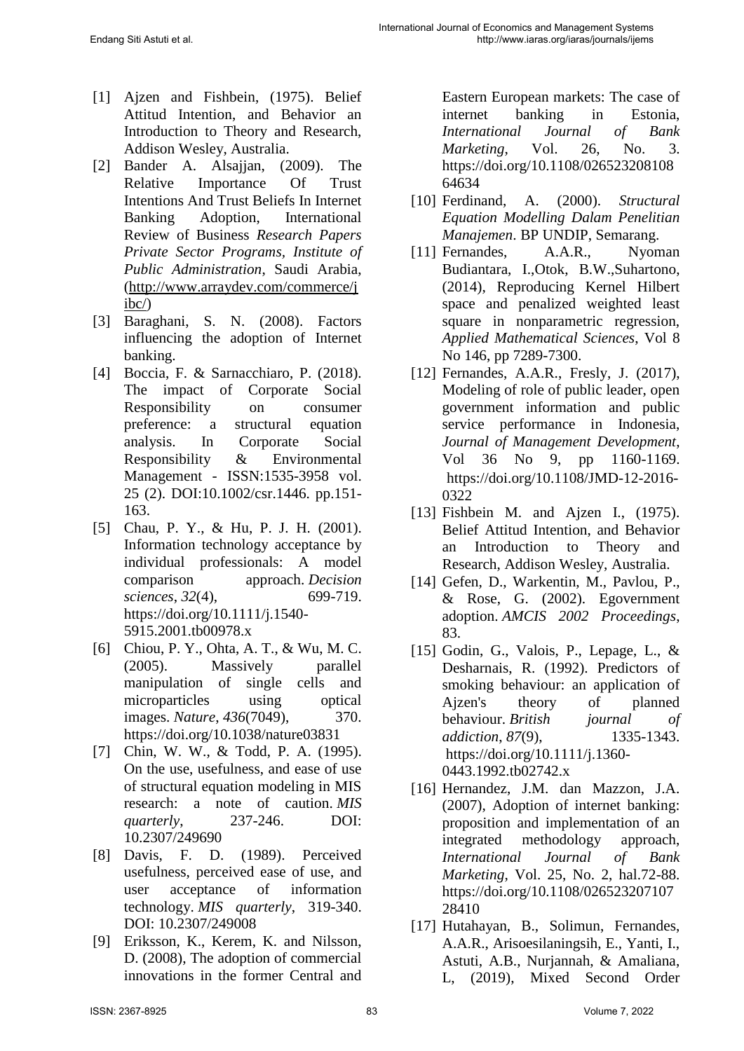[1] Ajzen and Fishbein, (1975). Belief Attitud Intention, and Behavior an Introduction to Theory and Research, Addison Wesley, Australia.

[2] Bander A. Alsajjan, (2009). The Relative Importance Of Trust Intentions And Trust Beliefs In Internet Banking Adoption, International Review of Business *Research Papers Private Sector Programs, Institute of Public Administration*, Saudi Arabia, (http://www.arraydev.com/commerce/jibc/)

[3] Baraghani, S. N. (2008). Factors influencing the adoption of Internet banking.

[4] Boccia, F. & Sarnacchiaro, P. (2018). The impact of Corporate Social Responsibility on consumer preference: a structural equation analysis. In Corporate Social Responsibility & Environmental Management - ISSN:1535-3958 vol. 25 (2). DOI:10.1002/csr.1446. pp.151-163.

[5] Chau, P. Y., & Hu, P. J. H. (2001). Information technology acceptance by individual professionals: A model comparison approach. *Decision sciences*, *32*(4), 699-719. https://doi.org/10.1111/j.1540-5915.2001.tb00978.x

[6] Chiou, P. Y., Ohta, A. T., & Wu, M. C. (2005). Massively parallel manipulation of single cells and microparticles using optical images. *Nature*, *436*(7049), 370. https://doi.org/10.1038/nature03831

[7] Chin, W. W., & Todd, P. A. (1995). On the use, usefulness, and ease of use of structural equation modeling in MIS research: a note of caution. *MIS quarterly*, 237-246. DOI: 10.2307/249690

[8] Davis, F. D. (1989). Perceived usefulness, perceived ease of use, and user acceptance of information technology. *MIS quarterly*, 319-340. DOI: 10.2307/249008

[9] Eriksson, K., Kerem, K. and Nilsson, D. (2008), The adoption of commercial innovations in the former Central and Eastern European markets: The case of internet banking in Estonia, *International Journal of Bank Marketing*, Vol. 26, No. 3. https://doi.org/10.1108/02652320810864634

[10] Ferdinand, A. (2000). *Structural Equation Modelling Dalam Penelitian Manajemen*. BP UNDIP, Semarang.

[11] Fernandes, A.A.R., Nyoman Budiantara, I.,Otok, B.W.,Suhartono, (2014), Reproducing Kernel Hilbert space and penalized weighted least square in nonparametric regression, *Applied Mathematical Sciences*, Vol 8 No 146, pp 7289-7300.

[12] Fernandes, A.A.R., Fresly, J. (2017), Modeling of role of public leader, open government information and public service performance in Indonesia, *Journal of Management Development*, Vol 36 No 9, pp 1160-1169. https://doi.org/10.1108/JMD-12-2016-0322

[13] Fishbein M. and Ajzen I., (1975). Belief Attitud Intention, and Behavior an Introduction to Theory and Research, Addison Wesley, Australia.

[14] Gefen, D., Warkentin, M., Pavlou, P., & Rose, G. (2002). Egovernment adoption. *AMCIS 2002 Proceedings*, 83.

[15] Godin, G., Valois, P., Lepage, L., & Desharnais, R. (1992). Predictors of smoking behaviour: an application of Ajzen's theory of planned behaviour. *British journal of addiction*, *87*(9), 1335-1343. https://doi.org/10.1111/j.1360-0443.1992.tb02742.x

[16] Hernandez, J.M. dan Mazzon, J.A. (2007), Adoption of internet banking: proposition and implementation of an integrated methodology approach, *International Journal of Bank Marketing*, Vol. 25, No. 2, hal.72-88. https://doi.org/10.1108/02652320710728410

[17] Hutahayan, B., Solimun, Fernandes, A.A.R., Arisoesilaningsih, E., Yanti, I., Astuti, A.B., Nurjannah, & Amaliana, L, (2019), Mixed Second Order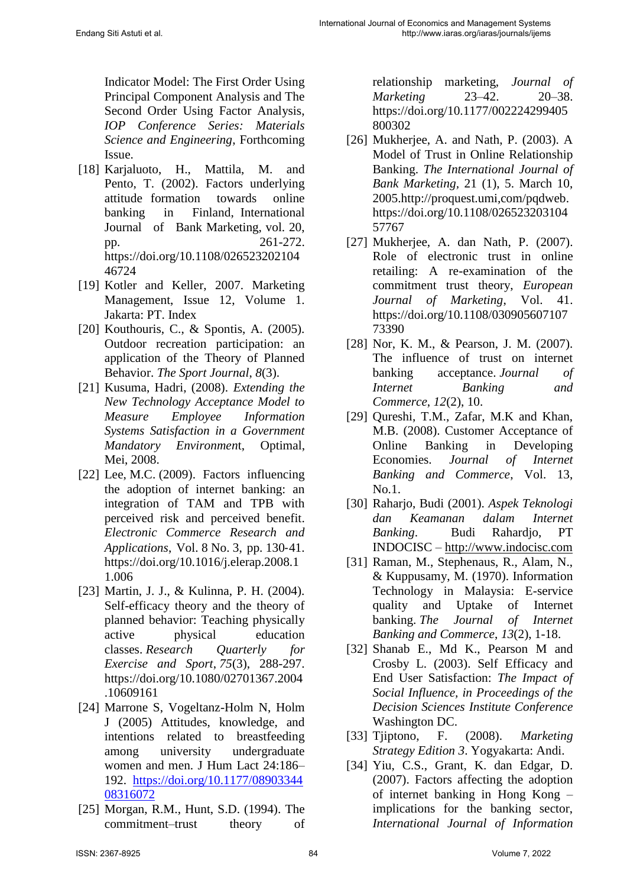Indicator Model: The First Order Using Principal Component Analysis and The Second Order Using Factor Analysis, *IOP Conference Series: Materials Science and Engineering*, Forthcoming Issue.

[18] Karjaluoto, H., Mattila, M. and Pento, T. (2002). Factors underlying attitude formation towards online banking in Finland, International Journal of Bank Marketing, vol. 20, pp. 261-272. https://doi.org/10.1108/02652320210446724

[19] Kotler and Keller, 2007. Marketing Management, Issue 12, Volume 1. Jakarta: PT. Index

[20] Kouthouris, C., & Spontis, A. (2005). Outdoor recreation participation: an application of the Theory of Planned Behavior. *The Sport Journal*, *8*(3).

[21] Kusuma, Hadri, (2008). *Extending the New Technology Acceptance Model to Measure Employee Information Systems Satisfaction in a Government Mandatory Environmen*t, Optimal, Mei, 2008.

[22] Lee, M.C. (2009). Factors influencing the adoption of internet banking: an integration of TAM and TPB with perceived risk and perceived benefit. *Electronic Commerce Research and Applications*, Vol. 8 No. 3, pp. 130-41. https://doi.org/10.1016/j.elerap.2008.11.006

[23] Martin, J. J., & Kulinna, P. H. (2004). Self-efficacy theory and the theory of planned behavior: Teaching physically active physical education classes. *Research Quarterly for Exercise and Sport*, *75*(3), 288-297. https://doi.org/10.1080/02701367.2004.10609161

[24] Marrone S, Vogeltanz-Holm N, Holm J (2005) Attitudes, knowledge, and intentions related to breastfeeding among university undergraduate women and men. J Hum Lact 24:186–192. https://doi.org/10.1177/0890334408316072

[25] Morgan, R.M., Hunt, S.D. (1994). The commitment–trust theory of relationship marketing, *Journal of Marketing* 23–42. 20–38. https://doi.org/10.1177/002224299405800302

[26] Mukherjee, A. and Nath, P. (2003). A Model of Trust in Online Relationship Banking. *The International Journal of Bank Marketing*, 21 (1), 5. March 10, 2005.http://proquest.umi,com/pqdweb. https://doi.org/10.1108/02652320310457767

[27] Mukherjee, A. dan Nath, P. (2007). Role of electronic trust in online retailing: A re-examination of the commitment trust theory, *European Journal of Marketing*, Vol. 41. https://doi.org/10.1108/03090560710773390

[28] Nor, K. M., & Pearson, J. M. (2007). The influence of trust on internet banking acceptance. *Journal of Internet Banking and Commerce*, *12*(2), 10.

[29] Qureshi, T.M., Zafar, M.K and Khan, M.B. (2008). Customer Acceptance of Online Banking in Developing Economies. *Journal of Internet Banking and Commerce*, Vol. 13, No.1.

[30] Raharjo, Budi (2001). *Aspek Teknologi dan Keamanan dalam Internet Banking*. Budi Rahardjo, PT INDOCISC – http://www.indocisc.com

[31] Raman, M., Stephenaus, R., Alam, N., & Kuppusamy, M. (1970). Information Technology in Malaysia: E-service quality and Uptake of Internet banking. *The Journal of Internet Banking and Commerce*, *13*(2), 1-18.

[32] Shanab E., Md K., Pearson M and Crosby L. (2003). Self Efficacy and End User Satisfaction: *The Impact of Social Influence, in Proceedings of the Decision Sciences Institute Conference* Washington DC.

[33] Tjiptono, F. (2008). *Marketing Strategy Edition 3*. Yogyakarta: Andi.

[34] Yiu, C.S., Grant, K. dan Edgar, D. (2007). Factors affecting the adoption of internet banking in Hong Kong – implications for the banking sector, *International Journal of Information*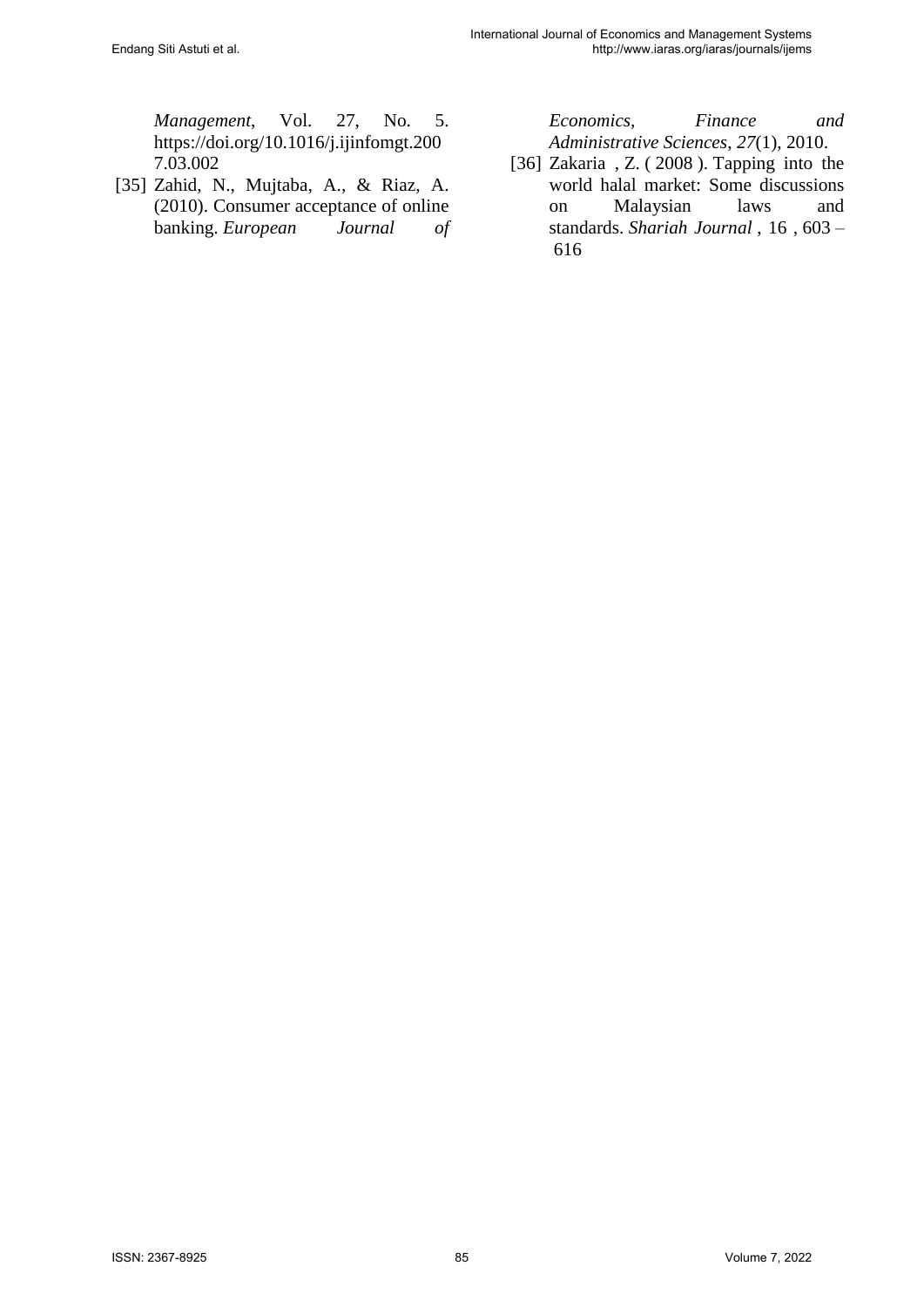*Management*, Vol. 27, No. 5. https://doi.org/10.1016/j.ijinfomgt.2007.03.002

[35] Zahid, N., Mujtaba, A., & Riaz, A. (2010). Consumer acceptance of online banking. *European Journal of Economics, Finance and Administrative Sciences*, *27*(1), 2010.

[36] Zakaria , Z. ( 2008 ). Tapping into the world halal market: Some discussions on Malaysian laws and standards. *Shariah Journal* , 16 , 603 – 616